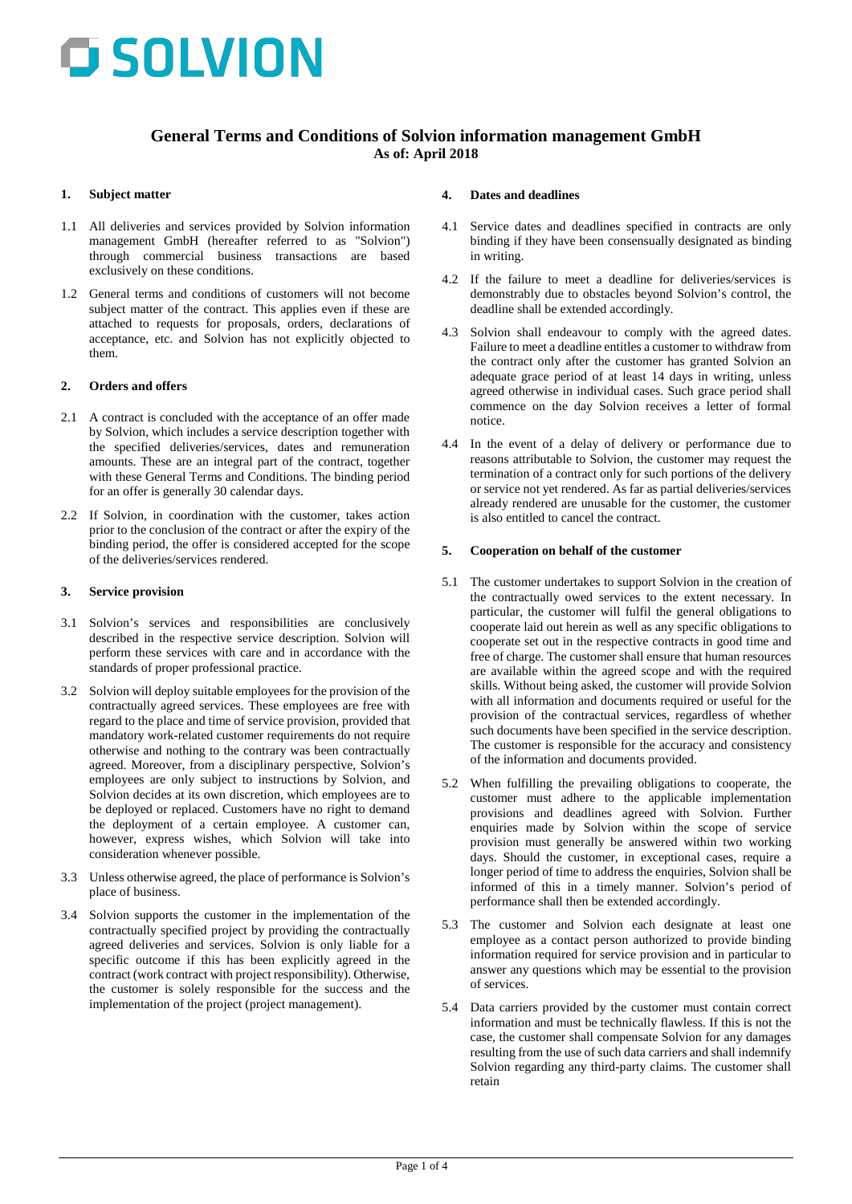# SOLVION

## General Terms and Conditions of Solvion information management GmbH

**As of: April 2018**

### 1. Subject matter

1.1 All deliveries and services provided by Solvion information management GmbH (hereafter referred to as "Solvion") through commercial business transactions are based exclusively on these conditions.

1.2 General terms and conditions of customers will not become subject matter of the contract. This applies even if these are attached to requests for proposals, orders, declarations of acceptance, etc. and Solvion has not explicitly objected to them.

### 2. Orders and offers

2.1 A contract is concluded with the acceptance of an offer made by Solvion, which includes a service description together with the specified deliveries/services, dates and remuneration amounts. These are an integral part of the contract, together with these General Terms and Conditions. The binding period for an offer is generally 30 calendar days.

2.2 If Solvion, in coordination with the customer, takes action prior to the conclusion of the contract or after the expiry of the binding period, the offer is considered accepted for the scope of the deliveries/services rendered.

### 3. Service provision

3.1 Solvion's services and responsibilities are conclusively described in the respective service description. Solvion will perform these services with care and in accordance with the standards of proper professional practice.

3.2 Solvion will deploy suitable employees for the provision of the contractually agreed services. These employees are free with regard to the place and time of service provision, provided that mandatory work-related customer requirements do not require otherwise and nothing to the contrary was been contractually agreed. Moreover, from a disciplinary perspective, Solvion's employees are only subject to instructions by Solvion, and Solvion decides at its own discretion, which employees are to be deployed or replaced. Customers have no right to demand the deployment of a certain employee. A customer can, however, express wishes, which Solvion will take into consideration whenever possible.

3.3 Unless otherwise agreed, the place of performance is Solvion's place of business.

3.4 Solvion supports the customer in the implementation of the contractually specified project by providing the contractually agreed deliveries and services. Solvion is only liable for a specific outcome if this has been explicitly agreed in the contract (work contract with project responsibility). Otherwise, the customer is solely responsible for the success and the implementation of the project (project management).

### 4. Dates and deadlines

4.1 Service dates and deadlines specified in contracts are only binding if they have been consensually designated as binding in writing.

4.2 If the failure to meet a deadline for deliveries/services is demonstrably due to obstacles beyond Solvion's control, the deadline shall be extended accordingly.

4.3 Solvion shall endeavour to comply with the agreed dates. Failure to meet a deadline entitles a customer to withdraw from the contract only after the customer has granted Solvion an adequate grace period of at least 14 days in writing, unless agreed otherwise in individual cases. Such grace period shall commence on the day Solvion receives a letter of formal notice.

4.4 In the event of a delay of delivery or performance due to reasons attributable to Solvion, the customer may request the termination of a contract only for such portions of the delivery or service not yet rendered. As far as partial deliveries/services already rendered are unusable for the customer, the customer is also entitled to cancel the contract.

### 5. Cooperation on behalf of the customer

5.1 The customer undertakes to support Solvion in the creation of the contractually owed services to the extent necessary. In particular, the customer will fulfil the general obligations to cooperate laid out herein as well as any specific obligations to cooperate set out in the respective contracts in good time and free of charge. The customer shall ensure that human resources are available within the agreed scope and with the required skills. Without being asked, the customer will provide Solvion with all information and documents required or useful for the provision of the contractual services, regardless of whether such documents have been specified in the service description. The customer is responsible for the accuracy and consistency of the information and documents provided.

5.2 When fulfilling the prevailing obligations to cooperate, the customer must adhere to the applicable implementation provisions and deadlines agreed with Solvion. Further enquiries made by Solvion within the scope of service provision must generally be answered within two working days. Should the customer, in exceptional cases, require a longer period of time to address the enquiries, Solvion shall be informed of this in a timely manner. Solvion's period of performance shall then be extended accordingly.

5.3 The customer and Solvion each designate at least one employee as a contact person authorized to provide binding information required for service provision and in particular to answer any questions which may be essential to the provision of services.

5.4 Data carriers provided by the customer must contain correct information and must be technically flawless. If this is not the case, the customer shall compensate Solvion for any damages resulting from the use of such data carriers and shall indemnify Solvion regarding any third-party claims. The customer shall retain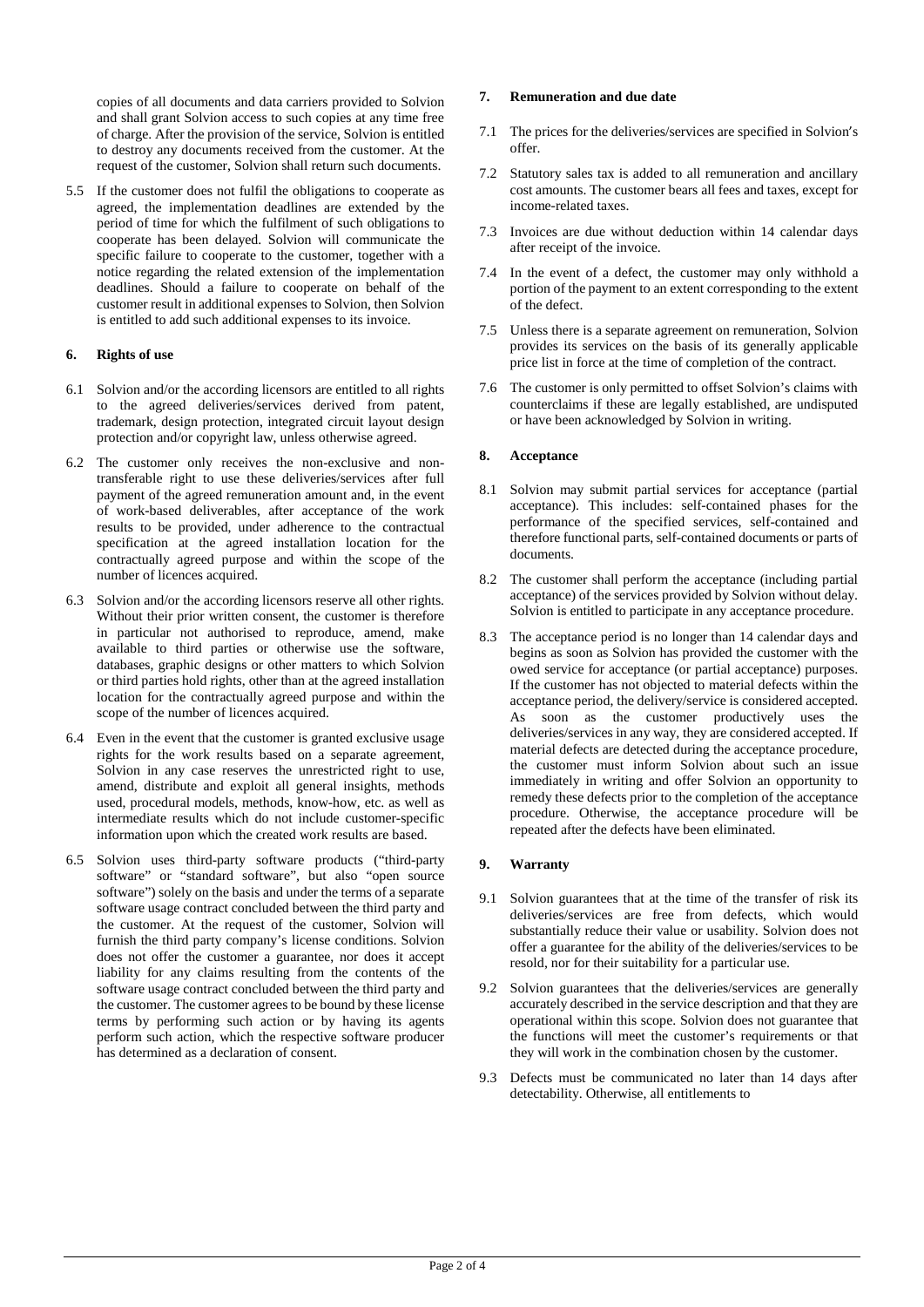copies of all documents and data carriers provided to Solvion and shall grant Solvion access to such copies at any time free of charge. After the provision of the service, Solvion is entitled to destroy any documents received from the customer. At the request of the customer, Solvion shall return such documents.

5.5 If the customer does not fulfil the obligations to cooperate as agreed, the implementation deadlines are extended by the period of time for which the fulfilment of such obligations to cooperate has been delayed. Solvion will communicate the specific failure to cooperate to the customer, together with a notice regarding the related extension of the implementation deadlines. Should a failure to cooperate on behalf of the customer result in additional expenses to Solvion, then Solvion is entitled to add such additional expenses to its invoice.

## 6. Rights of use

6.1 Solvion and/or the according licensors are entitled to all rights to the agreed deliveries/services derived from patent, trademark, design protection, integrated circuit layout design protection and/or copyright law, unless otherwise agreed.

6.2 The customer only receives the non-exclusive and non-transferable right to use these deliveries/services after full payment of the agreed remuneration amount and, in the event of work-based deliverables, after acceptance of the work results to be provided, under adherence to the contractual specification at the agreed installation location for the contractually agreed purpose and within the scope of the number of licences acquired.

6.3 Solvion and/or the according licensors reserve all other rights. Without their prior written consent, the customer is therefore in particular not authorised to reproduce, amend, make available to third parties or otherwise use the software, databases, graphic designs or other matters to which Solvion or third parties hold rights, other than at the agreed installation location for the contractually agreed purpose and within the scope of the number of licences acquired.

6.4 Even in the event that the customer is granted exclusive usage rights for the work results based on a separate agreement, Solvion in any case reserves the unrestricted right to use, amend, distribute and exploit all general insights, methods used, procedural models, methods, know-how, etc. as well as intermediate results which do not include customer-specific information upon which the created work results are based.

6.5 Solvion uses third-party software products ("third-party software" or "standard software", but also "open source software") solely on the basis and under the terms of a separate software usage contract concluded between the third party and the customer. At the request of the customer, Solvion will furnish the third party company's license conditions. Solvion does not offer the customer a guarantee, nor does it accept liability for any claims resulting from the contents of the software usage contract concluded between the third party and the customer. The customer agrees to be bound by these license terms by performing such action or by having its agents perform such action, which the respective software producer has determined as a declaration of consent.

## 7. Remuneration and due date

7.1 The prices for the deliveries/services are specified in Solvion's offer.

7.2 Statutory sales tax is added to all remuneration and ancillary cost amounts. The customer bears all fees and taxes, except for income-related taxes.

7.3 Invoices are due without deduction within 14 calendar days after receipt of the invoice.

7.4 In the event of a defect, the customer may only withhold a portion of the payment to an extent corresponding to the extent of the defect.

7.5 Unless there is a separate agreement on remuneration, Solvion provides its services on the basis of its generally applicable price list in force at the time of completion of the contract.

7.6 The customer is only permitted to offset Solvion's claims with counterclaims if these are legally established, are undisputed or have been acknowledged by Solvion in writing.

## 8. Acceptance

8.1 Solvion may submit partial services for acceptance (partial acceptance). This includes: self-contained phases for the performance of the specified services, self-contained and therefore functional parts, self-contained documents or parts of documents.

8.2 The customer shall perform the acceptance (including partial acceptance) of the services provided by Solvion without delay. Solvion is entitled to participate in any acceptance procedure.

8.3 The acceptance period is no longer than 14 calendar days and begins as soon as Solvion has provided the customer with the owed service for acceptance (or partial acceptance) purposes. If the customer has not objected to material defects within the acceptance period, the delivery/service is considered accepted. As soon as the customer productively uses the deliveries/services in any way, they are considered accepted. If material defects are detected during the acceptance procedure, the customer must inform Solvion about such an issue immediately in writing and offer Solvion an opportunity to remedy these defects prior to the completion of the acceptance procedure. Otherwise, the acceptance procedure will be repeated after the defects have been eliminated.

## 9. Warranty

9.1 Solvion guarantees that at the time of the transfer of risk its deliveries/services are free from defects, which would substantially reduce their value or usability. Solvion does not offer a guarantee for the ability of the deliveries/services to be resold, nor for their suitability for a particular use.

9.2 Solvion guarantees that the deliveries/services are generally accurately described in the service description and that they are operational within this scope. Solvion does not guarantee that the functions will meet the customer's requirements or that they will work in the combination chosen by the customer.

9.3 Defects must be communicated no later than 14 days after detectability. Otherwise, all entitlements to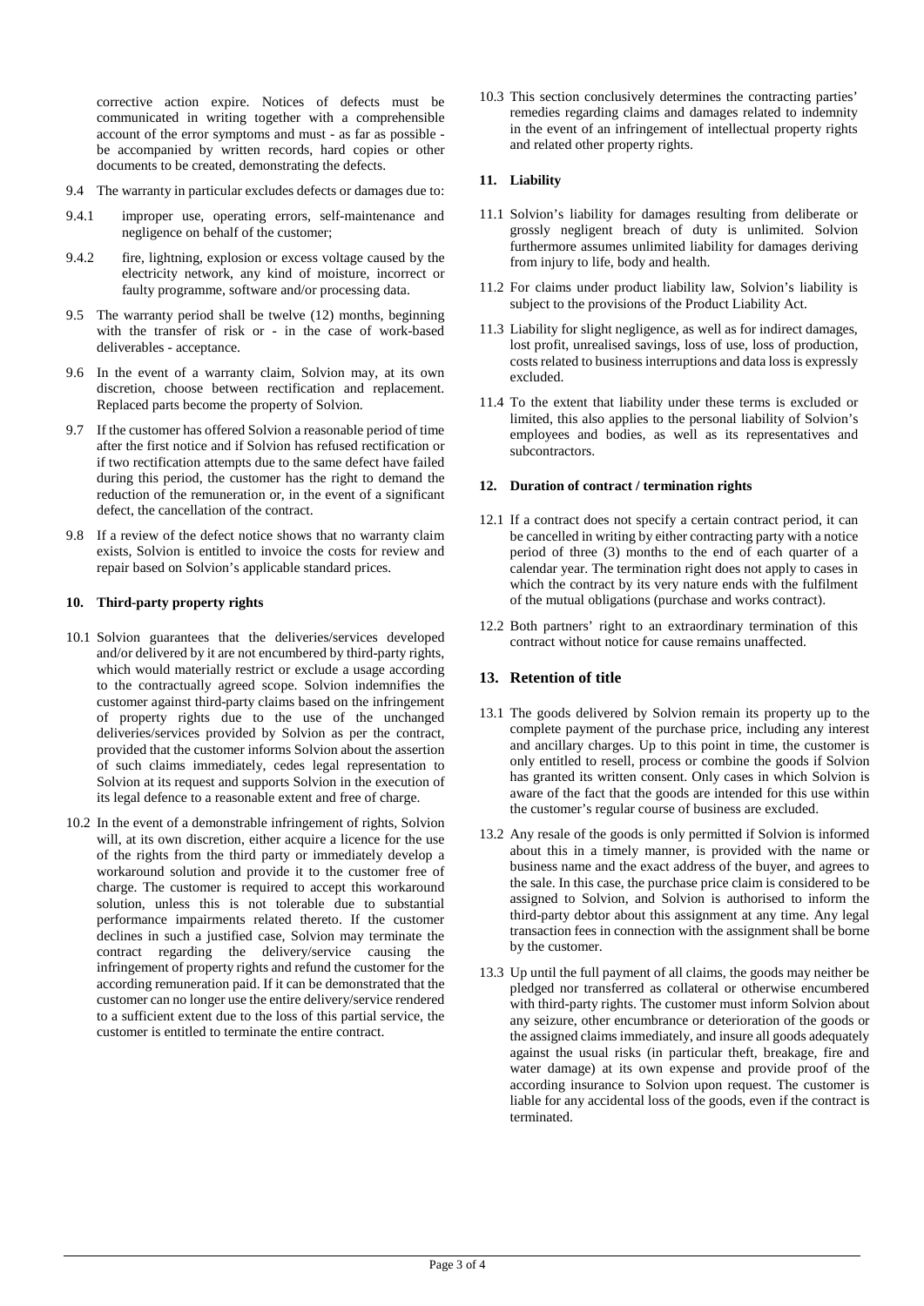corrective action expire. Notices of defects must be communicated in writing together with a comprehensible account of the error symptoms and must - as far as possible - be accompanied by written records, hard copies or other documents to be created, demonstrating the defects.

9.4 The warranty in particular excludes defects or damages due to:

9.4.1 improper use, operating errors, self-maintenance and negligence on behalf of the customer;

9.4.2 fire, lightning, explosion or excess voltage caused by the electricity network, any kind of moisture, incorrect or faulty programme, software and/or processing data.

9.5 The warranty period shall be twelve (12) months, beginning with the transfer of risk or - in the case of work-based deliverables - acceptance.

9.6 In the event of a warranty claim, Solvion may, at its own discretion, choose between rectification and replacement. Replaced parts become the property of Solvion.

9.7 If the customer has offered Solvion a reasonable period of time after the first notice and if Solvion has refused rectification or if two rectification attempts due to the same defect have failed during this period, the customer has the right to demand the reduction of the remuneration or, in the event of a significant defect, the cancellation of the contract.

9.8 If a review of the defect notice shows that no warranty claim exists, Solvion is entitled to invoice the costs for review and repair based on Solvion's applicable standard prices.

**10. Third-party property rights**

10.1 Solvion guarantees that the deliveries/services developed and/or delivered by it are not encumbered by third-party rights, which would materially restrict or exclude a usage according to the contractually agreed scope. Solvion indemnifies the customer against third-party claims based on the infringement of property rights due to the use of the unchanged deliveries/services provided by Solvion as per the contract, provided that the customer informs Solvion about the assertion of such claims immediately, cedes legal representation to Solvion at its request and supports Solvion in the execution of its legal defence to a reasonable extent and free of charge.

10.2 In the event of a demonstrable infringement of rights, Solvion will, at its own discretion, either acquire a licence for the use of the rights from the third party or immediately develop a workaround solution and provide it to the customer free of charge. The customer is required to accept this workaround solution, unless this is not tolerable due to substantial performance impairments related thereto. If the customer declines in such a justified case, Solvion may terminate the contract regarding the delivery/service causing the infringement of property rights and refund the customer for the according remuneration paid. If it can be demonstrated that the customer can no longer use the entire delivery/service rendered to a sufficient extent due to the loss of this partial service, the customer is entitled to terminate the entire contract.

10.3 This section conclusively determines the contracting parties' remedies regarding claims and damages related to indemnity in the event of an infringement of intellectual property rights and related other property rights.

**11. Liability**

11.1 Solvion's liability for damages resulting from deliberate or grossly negligent breach of duty is unlimited. Solvion furthermore assumes unlimited liability for damages deriving from injury to life, body and health.

11.2 For claims under product liability law, Solvion's liability is subject to the provisions of the Product Liability Act.

11.3 Liability for slight negligence, as well as for indirect damages, lost profit, unrealised savings, loss of use, loss of production, costs related to business interruptions and data loss is expressly excluded.

11.4 To the extent that liability under these terms is excluded or limited, this also applies to the personal liability of Solvion's employees and bodies, as well as its representatives and subcontractors.

**12. Duration of contract / termination rights**

12.1 If a contract does not specify a certain contract period, it can be cancelled in writing by either contracting party with a notice period of three (3) months to the end of each quarter of a calendar year. The termination right does not apply to cases in which the contract by its very nature ends with the fulfilment of the mutual obligations (purchase and works contract).

12.2 Both partners' right to an extraordinary termination of this contract without notice for cause remains unaffected.

## 13. Retention of title

13.1 The goods delivered by Solvion remain its property up to the complete payment of the purchase price, including any interest and ancillary charges. Up to this point in time, the customer is only entitled to resell, process or combine the goods if Solvion has granted its written consent. Only cases in which Solvion is aware of the fact that the goods are intended for this use within the customer's regular course of business are excluded.

13.2 Any resale of the goods is only permitted if Solvion is informed about this in a timely manner, is provided with the name or business name and the exact address of the buyer, and agrees to the sale. In this case, the purchase price claim is considered to be assigned to Solvion, and Solvion is authorised to inform the third-party debtor about this assignment at any time. Any legal transaction fees in connection with the assignment shall be borne by the customer.

13.3 Up until the full payment of all claims, the goods may neither be pledged nor transferred as collateral or otherwise encumbered with third-party rights. The customer must inform Solvion about any seizure, other encumbrance or deterioration of the goods or the assigned claims immediately, and insure all goods adequately against the usual risks (in particular theft, breakage, fire and water damage) at its own expense and provide proof of the according insurance to Solvion upon request. The customer is liable for any accidental loss of the goods, even if the contract is terminated.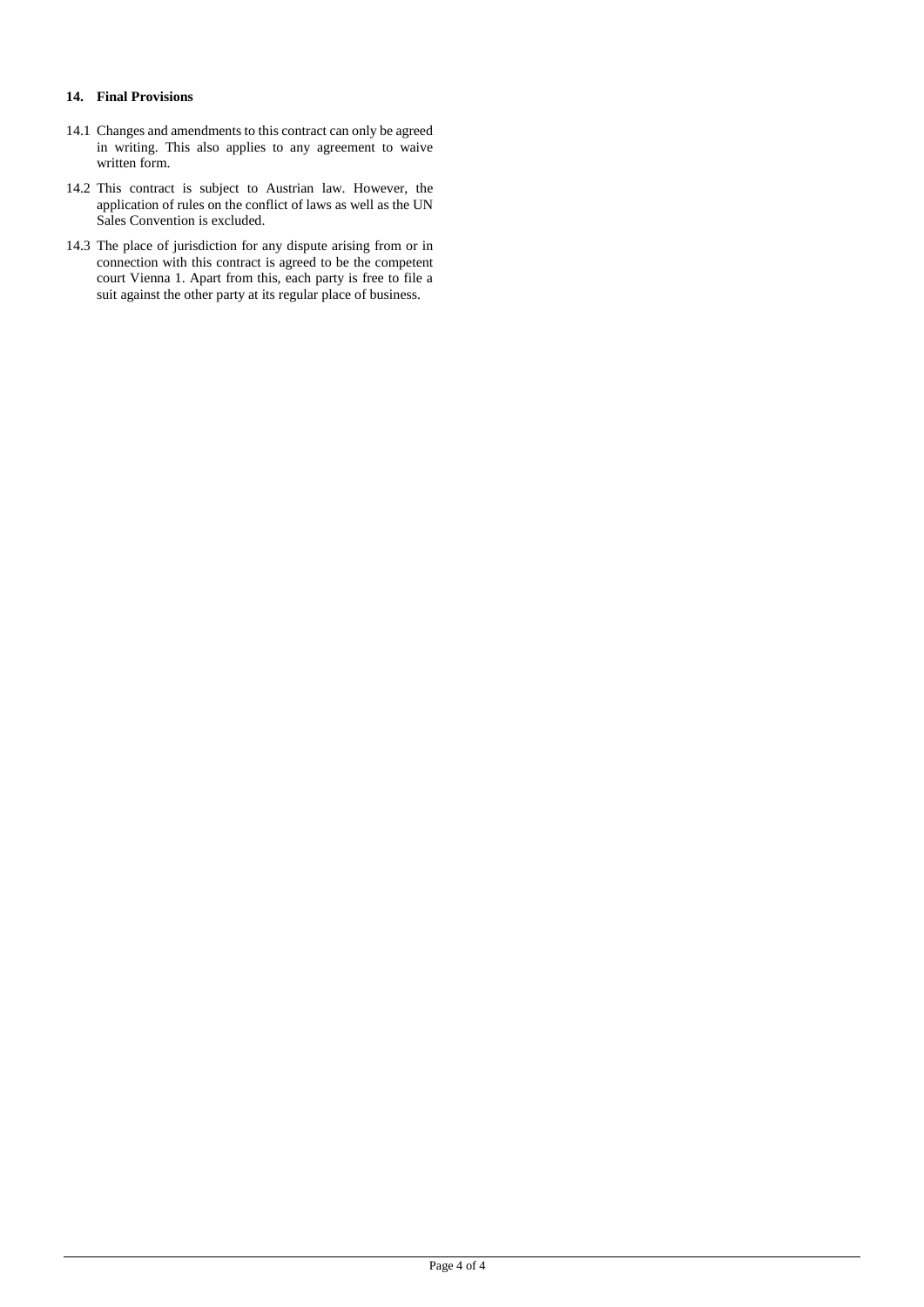**14. Final Provisions**

14.1 Changes and amendments to this contract can only be agreed in writing. This also applies to any agreement to waive written form.

14.2 This contract is subject to Austrian law. However, the application of rules on the conflict of laws as well as the UN Sales Convention is excluded.

14.3 The place of jurisdiction for any dispute arising from or in connection with this contract is agreed to be the competent court Vienna 1. Apart from this, each party is free to file a suit against the other party at its regular place of business.